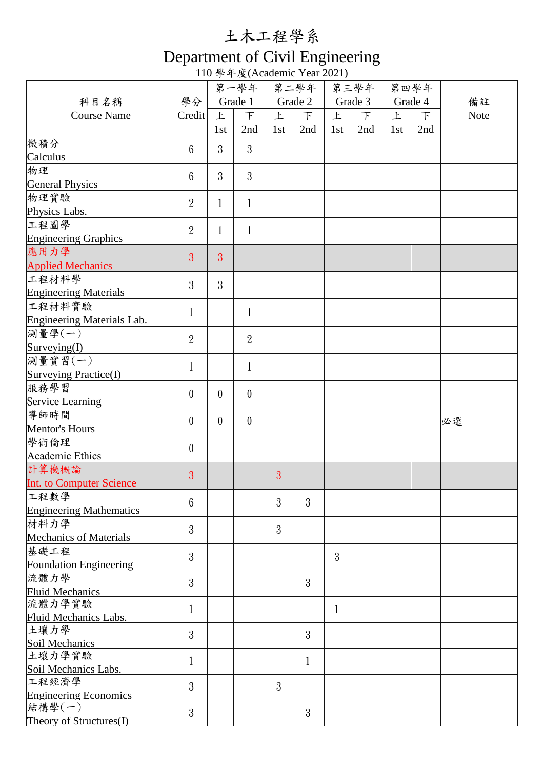# 土木工程學系

# Department of Civil Engineering

110 學年度(Academic Year 2021)

| 科目名稱<br>Course Name | 學分<br>Credit | 第一學年<br>Grade 1 | | 第二學年<br>Grade 2 | | 第三學年<br>Grade 3 | | 第四學年<br>Grade 4 | | 備註<br>Note |
|---|---|---|---|---|---|---|---|---|---|---|
| | | 上<br>1st | 下<br>2nd | 上<br>1st | 下<br>2nd | 上<br>1st | 下<br>2nd | 上<br>1st | 下<br>2nd | |
| 微積分<br>Calculus | 6 | 3 | 3 | | | | | | | |
| 物理<br>General Physics | 6 | 3 | 3 | | | | | | | |
| 物理實驗<br>Physics Labs. | 2 | 1 | 1 | | | | | | | |
| 工程圖學<br>Engineering Graphics | 2 | 1 | 1 | | | | | | | |
| 應用力學<br>Applied Mechanics | 3 | 3 | | | | | | | | |
| 工程材料學<br>Engineering Materials | 3 | 3 | | | | | | | | |
| 工程材料實驗<br>Engineering Materials Lab. | 1 | | 1 | | | | | | | |
| 測量學(一)<br>Surveying(I) | 2 | | 2 | | | | | | | |
| 測量實習(一)<br>Surveying Practice(I) | 1 | | 1 | | | | | | | |
| 服務學習<br>Service Learning | 0 | 0 | 0 | | | | | | | |
| 導師時間<br>Mentor's Hours | 0 | 0 | 0 | | | | | | | 必選 |
| 學術倫理<br>Academic Ethics | 0 | | | | | | | | | |
| 計算機概論<br>Int. to Computer Science | 3 | | | 3 | | | | | | |
| 工程數學<br>Engineering Mathematics | 6 | | | 3 | 3 | | | | | |
| 材料力學<br>Mechanics of Materials | 3 | | | 3 | | | | | | |
| 基礎工程<br>Foundation Engineering | 3 | | | | | 3 | | | | |
| 流體力學<br>Fluid Mechanics | 3 | | | | 3 | | | | | |
| 流體力學實驗<br>Fluid Mechanics Labs. | 1 | | | | | 1 | | | | |
| 土壤力學<br>Soil Mechanics | 3 | | | | 3 | | | | | |
| 土壤力學實驗<br>Soil Mechanics Labs. | 1 | | | | 1 | | | | | |
| 工程經濟學<br>Engineering Economics | 3 | | | 3 | | | | | | |
| 結構學(一)<br>Theory of Structures(I) | 3 | | | | 3 | | | | | |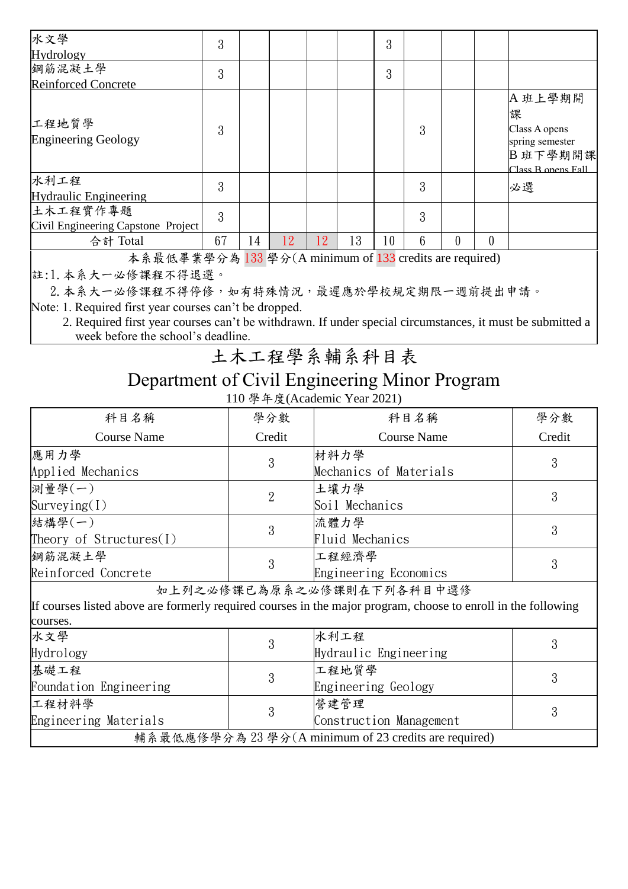| | | | | | | | | | | |
|---|---|---|---|---|---|---|---|---|---|---|
| 水文學 Hydrology | 3 | | | | | 3 | | | | |
| 鋼筋混凝土學 Reinforced Concrete | 3 | | | | | 3 | | | | |
| 工程地質學 Engineering Geology | 3 | | | | | | 3 | | | A 班上學期開課 Class A opens spring semester B 班下學期開課 Class B opens Fall |
| 水利工程 Hydraulic Engineering | 3 | | | | | | 3 | | | 必選 |
| 土木工程實作專題 Civil Engineering Capstone Project | 3 | | | | | | 3 | | | |
| 合計 Total | 67 | 14 | 12 | 12 | 13 | 10 | 6 | 0 | 0 | |

本系最低畢業學分為 133 學分(A minimum of 133 credits are required)

註:1. 本系大一必修課程不得退選。

2. 本系大一必修課程不得停修，如有特殊情況，最遲應於學校規定期限一週前提出申請。

Note: 1. Required first year courses can't be dropped.

2. Required first year courses can't be withdrawn. If under special circumstances, it must be submitted a week before the school's deadline.

# 土木工程學系輔系科目表

# Department of Civil Engineering Minor Program

110 學年度(Academic Year 2021)

| 科目名稱 Course Name | 學分數 Credit | 科目名稱 Course Name | 學分數 Credit |
|---|---|---|---|
| 應用力學 Applied Mechanics | 3 | 材料力學 Mechanics of Materials | 3 |
| 測量學(一) Surveying(I) | 2 | 土壤力學 Soil Mechanics | 3 |
| 結構學(一) Theory of Structures(I) | 3 | 流體力學 Fluid Mechanics | 3 |
| 鋼筋混凝土學 Reinforced Concrete | 3 | 工程經濟學 Engineering Economics | 3 |
| 如上列之必修課已為原系之必修課則在下列各科目中選修 If courses listed above are formerly required courses in the major program, choose to enroll in the following courses. | | | |
| 水文學 Hydrology | 3 | 水利工程 Hydraulic Engineering | 3 |
| 基礎工程 Foundation Engineering | 3 | 工程地質學 Engineering Geology | 3 |
| 工程材料學 Engineering Materials | 3 | 營建管理 Construction Management | 3 |
| 輔系最低應修學分為 23 學分(A minimum of 23 credits are required) | | | |